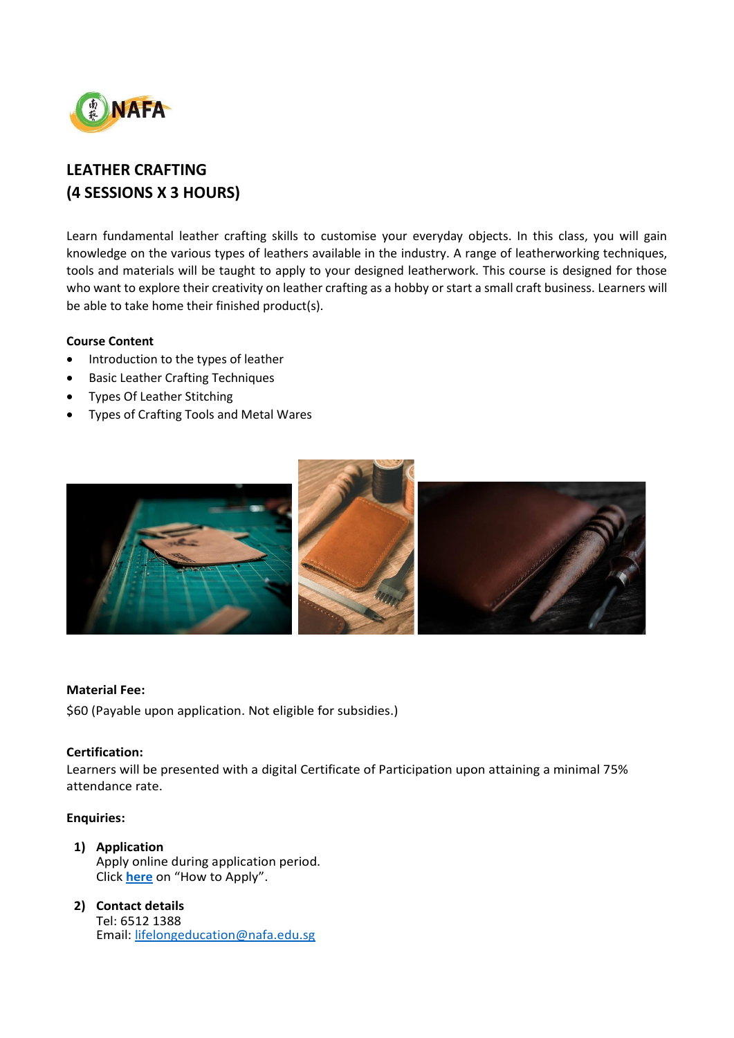# LEATHER CRAFTING
# (4 SESSIONS X 3 HOURS)

Learn fundamental leather crafting skills to customise your everyday objects. In this class, you will gain knowledge on the various types of leathers available in the industry. A range of leatherworking techniques, tools and materials will be taught to apply to your designed leatherwork. This course is designed for those who want to explore their creativity on leather crafting as a hobby or start a small craft business. Learners will be able to take home their finished product(s).

**Course Content**

- Introduction to the types of leather
- Basic Leather Crafting Techniques
- Types Of Leather Stitching
- Types of Crafting Tools and Metal Wares

**Material Fee:**

$60 (Payable upon application. Not eligible for subsidies.)

**Certification:**

Learners will be presented with a digital Certificate of Participation upon attaining a minimal 75% attendance rate.

**Enquiries:**

1) **Application**
   Apply online during application period.
   Click **here** on "How to Apply".

2) **Contact details**
   Tel: 6512 1388
   Email: lifelongeducation@nafa.edu.sg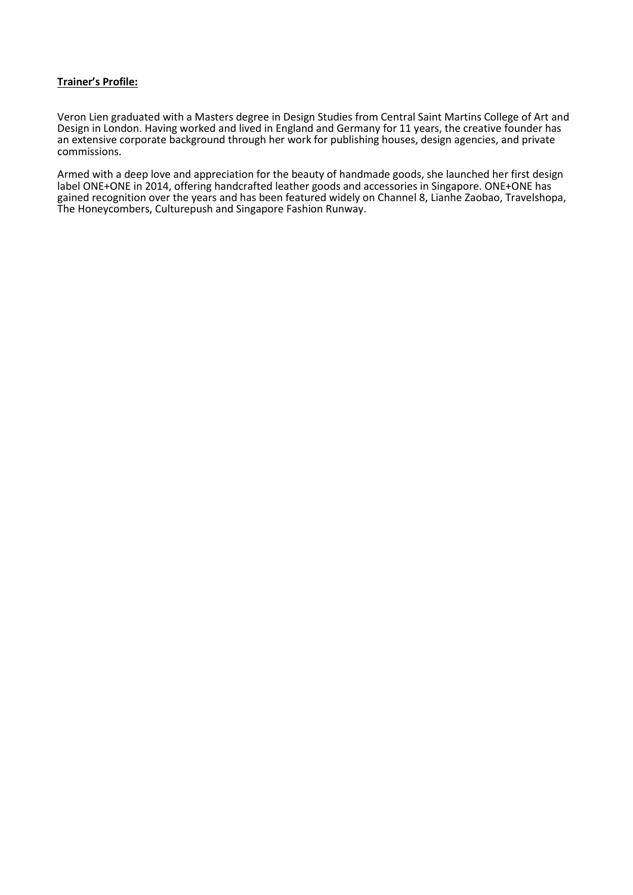**Trainer's Profile:**

Veron Lien graduated with a Masters degree in Design Studies from Central Saint Martins College of Art and Design in London. Having worked and lived in England and Germany for 11 years, the creative founder has an extensive corporate background through her work for publishing houses, design agencies, and private commissions.

Armed with a deep love and appreciation for the beauty of handmade goods, she launched her first design label ONE+ONE in 2014, offering handcrafted leather goods and accessories in Singapore. ONE+ONE has gained recognition over the years and has been featured widely on Channel 8, Lianhe Zaobao, Travelshopa, The Honeycombers, Culturepush and Singapore Fashion Runway.